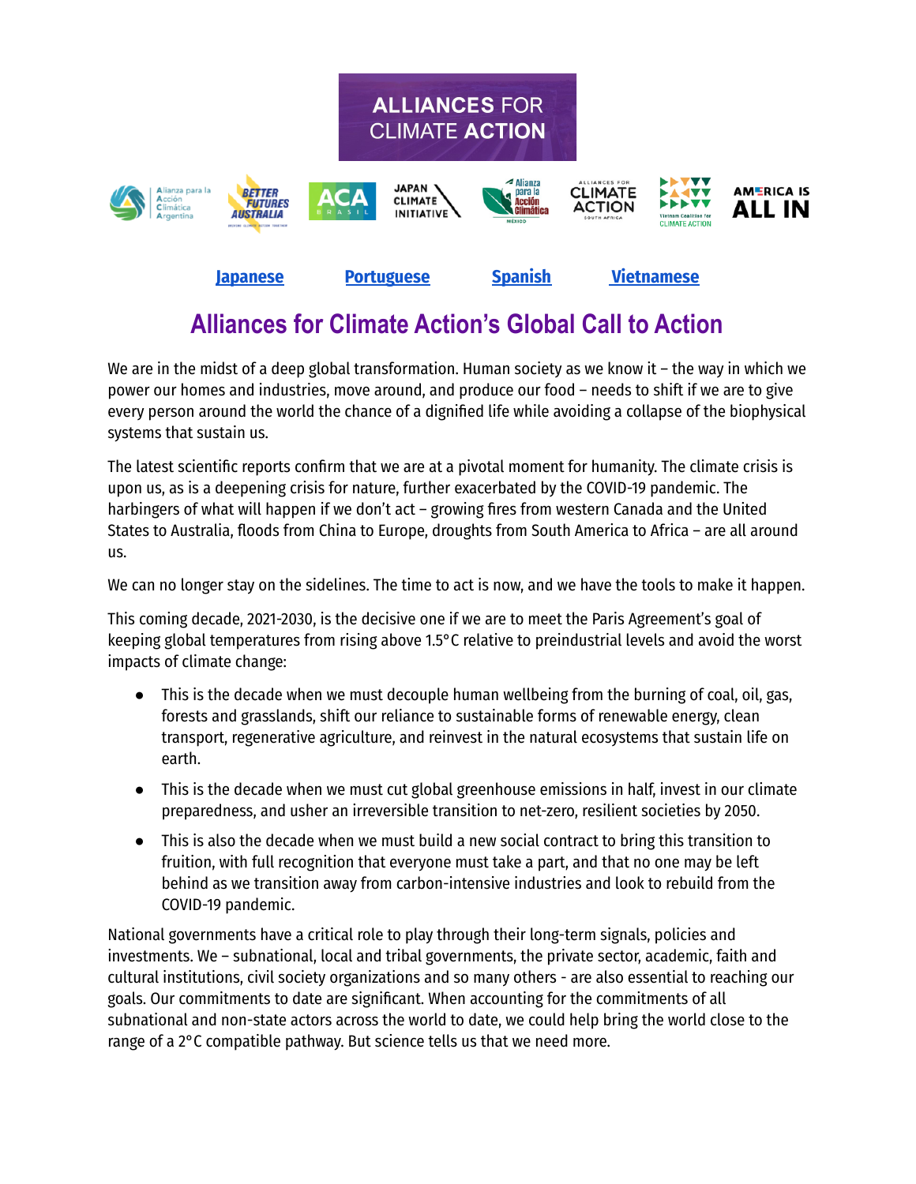# ALLIANCES FOR CLIMATE ACTION

Japanese Portuguese Spanish Vietnamese

## Alliances for Climate Action's Global Call to Action

We are in the midst of a deep global transformation. Human society as we know it – the way in which we power our homes and industries, move around, and produce our food – needs to shift if we are to give every person around the world the chance of a dignified life while avoiding a collapse of the biophysical systems that sustain us.

The latest scientific reports confirm that we are at a pivotal moment for humanity. The climate crisis is upon us, as is a deepening crisis for nature, further exacerbated by the COVID-19 pandemic. The harbingers of what will happen if we don't act – growing fires from western Canada and the United States to Australia, floods from China to Europe, droughts from South America to Africa – are all around us.

We can no longer stay on the sidelines. The time to act is now, and we have the tools to make it happen.

This coming decade, 2021-2030, is the decisive one if we are to meet the Paris Agreement's goal of keeping global temperatures from rising above 1.5°C relative to preindustrial levels and avoid the worst impacts of climate change:

- This is the decade when we must decouple human wellbeing from the burning of coal, oil, gas, forests and grasslands, shift our reliance to sustainable forms of renewable energy, clean transport, regenerative agriculture, and reinvest in the natural ecosystems that sustain life on earth.
- This is the decade when we must cut global greenhouse emissions in half, invest in our climate preparedness, and usher an irreversible transition to net-zero, resilient societies by 2050.
- This is also the decade when we must build a new social contract to bring this transition to fruition, with full recognition that everyone must take a part, and that no one may be left behind as we transition away from carbon-intensive industries and look to rebuild from the COVID-19 pandemic.

National governments have a critical role to play through their long-term signals, policies and investments. We – subnational, local and tribal governments, the private sector, academic, faith and cultural institutions, civil society organizations and so many others - are also essential to reaching our goals. Our commitments to date are significant. When accounting for the commitments of all subnational and non-state actors across the world to date, we could help bring the world close to the range of a 2°C compatible pathway. But science tells us that we need more.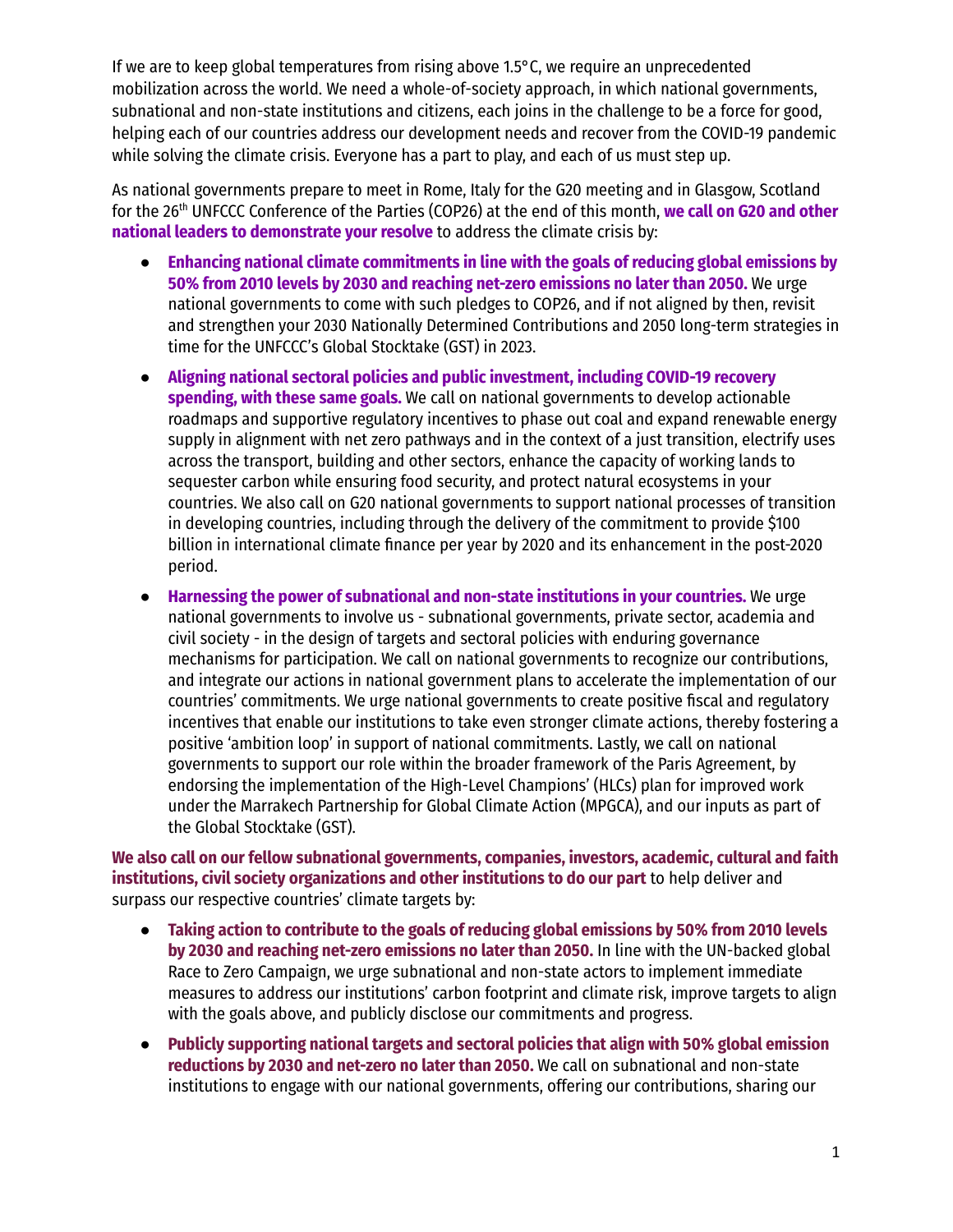If we are to keep global temperatures from rising above 1.5°C, we require an unprecedented mobilization across the world. We need a whole-of-society approach, in which national governments, subnational and non-state institutions and citizens, each joins in the challenge to be a force for good, helping each of our countries address our development needs and recover from the COVID-19 pandemic while solving the climate crisis. Everyone has a part to play, and each of us must step up.

As national governments prepare to meet in Rome, Italy for the G20 meeting and in Glasgow, Scotland for the 26th UNFCCC Conference of the Parties (COP26) at the end of this month, **we call on G20 and other national leaders to demonstrate your resolve** to address the climate crisis by:

- **Enhancing national climate commitments in line with the goals of reducing global emissions by 50% from 2010 levels by 2030 and reaching net-zero emissions no later than 2050.** We urge national governments to come with such pledges to COP26, and if not aligned by then, revisit and strengthen your 2030 Nationally Determined Contributions and 2050 long-term strategies in time for the UNFCCC's Global Stocktake (GST) in 2023.
- **Aligning national sectoral policies and public investment, including COVID-19 recovery spending, with these same goals.** We call on national governments to develop actionable roadmaps and supportive regulatory incentives to phase out coal and expand renewable energy supply in alignment with net zero pathways and in the context of a just transition, electrify uses across the transport, building and other sectors, enhance the capacity of working lands to sequester carbon while ensuring food security, and protect natural ecosystems in your countries. We also call on G20 national governments to support national processes of transition in developing countries, including through the delivery of the commitment to provide $100 billion in international climate finance per year by 2020 and its enhancement in the post-2020 period.
- **Harnessing the power of subnational and non-state institutions in your countries.** We urge national governments to involve us - subnational governments, private sector, academia and civil society - in the design of targets and sectoral policies with enduring governance mechanisms for participation. We call on national governments to recognize our contributions, and integrate our actions in national government plans to accelerate the implementation of our countries' commitments. We urge national governments to create positive fiscal and regulatory incentives that enable our institutions to take even stronger climate actions, thereby fostering a positive 'ambition loop' in support of national commitments. Lastly, we call on national governments to support our role within the broader framework of the Paris Agreement, by endorsing the implementation of the High-Level Champions' (HLCs) plan for improved work under the Marrakech Partnership for Global Climate Action (MPGCA), and our inputs as part of the Global Stocktake (GST).

**We also call on our fellow subnational governments, companies, investors, academic, cultural and faith institutions, civil society organizations and other institutions to do our part** to help deliver and surpass our respective countries' climate targets by:

- **Taking action to contribute to the goals of reducing global emissions by 50% from 2010 levels by 2030 and reaching net-zero emissions no later than 2050.** In line with the UN-backed global Race to Zero Campaign, we urge subnational and non-state actors to implement immediate measures to address our institutions' carbon footprint and climate risk, improve targets to align with the goals above, and publicly disclose our commitments and progress.
- **Publicly supporting national targets and sectoral policies that align with 50% global emission reductions by 2030 and net-zero no later than 2050.** We call on subnational and non-state institutions to engage with our national governments, offering our contributions, sharing our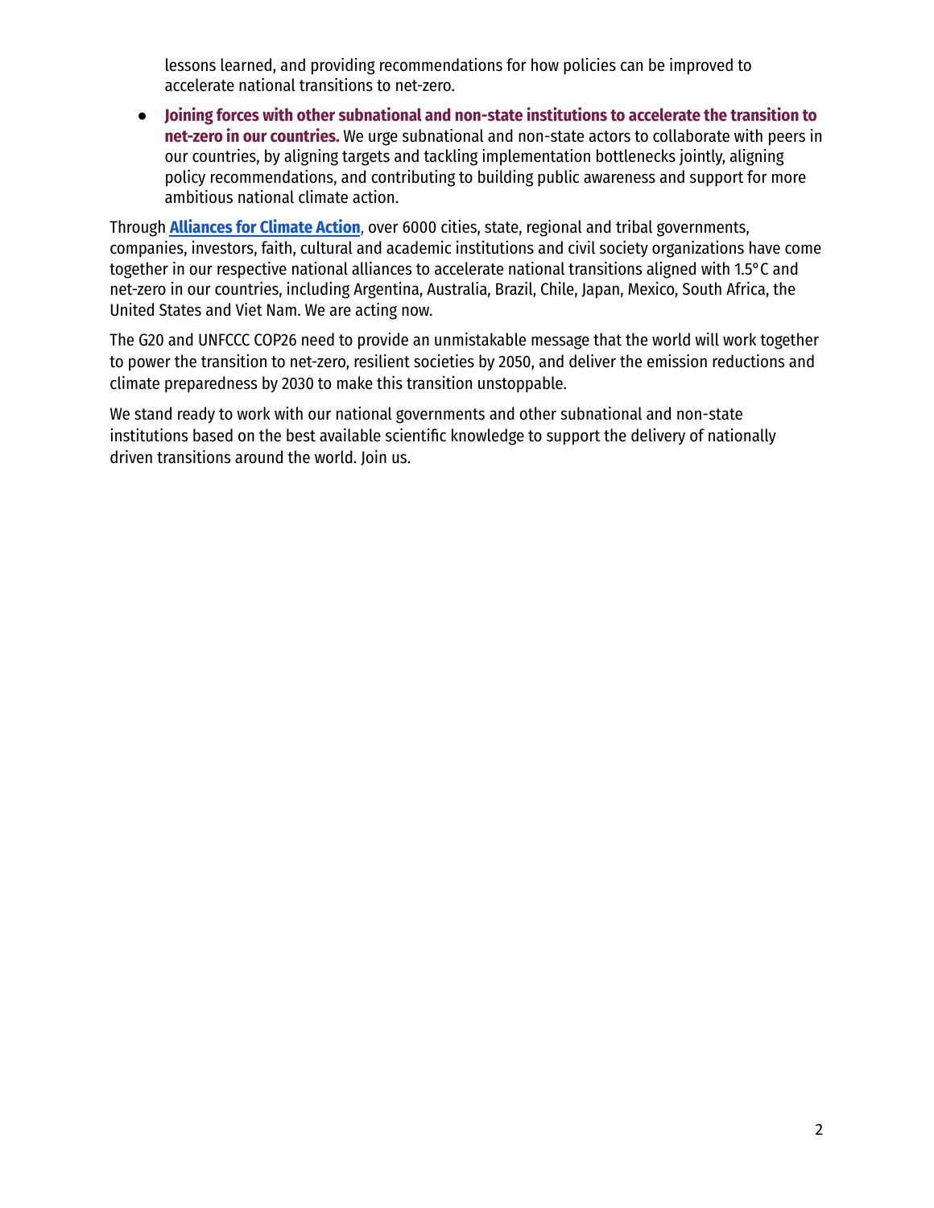lessons learned, and providing recommendations for how policies can be improved to accelerate national transitions to net-zero.

- **Joining forces with other subnational and non-state institutions to accelerate the transition to net-zero in our countries.** We urge subnational and non-state actors to collaborate with peers in our countries, by aligning targets and tackling implementation bottlenecks jointly, aligning policy recommendations, and contributing to building public awareness and support for more ambitious national climate action.

Through **Alliances for Climate Action**, over 6000 cities, state, regional and tribal governments, companies, investors, faith, cultural and academic institutions and civil society organizations have come together in our respective national alliances to accelerate national transitions aligned with 1.5°C and net-zero in our countries, including Argentina, Australia, Brazil, Chile, Japan, Mexico, South Africa, the United States and Viet Nam. We are acting now.

The G20 and UNFCCC COP26 need to provide an unmistakable message that the world will work together to power the transition to net-zero, resilient societies by 2050, and deliver the emission reductions and climate preparedness by 2030 to make this transition unstoppable.

We stand ready to work with our national governments and other subnational and non-state institutions based on the best available scientific knowledge to support the delivery of nationally driven transitions around the world. Join us.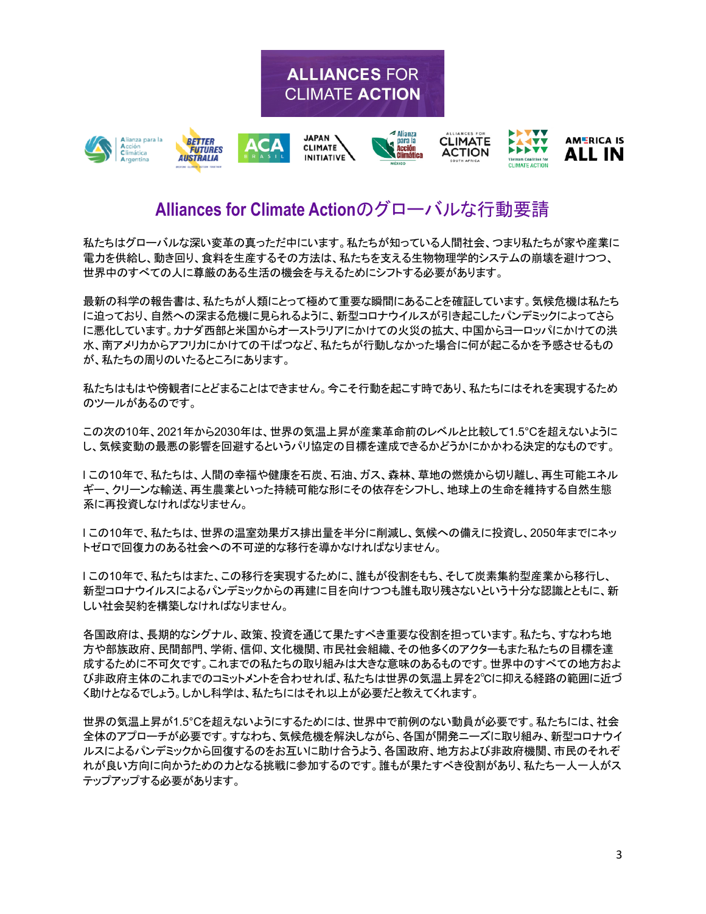# Alliances for Climate Actionのグローバルな行動要請

私たちはグローバルな深い変革の真っただ中にいます。私たちが知っている人間社会、つまり私たちが家や産業に電力を供給し、動き回り、食料を生産するその方法は、私たちを支える生物物理学的システムの崩壊を避けつつ、世界中のすべての人に尊厳のある生活の機会を与えるためにシフトする必要があります。

最新の科学の報告書は、私たちが人類にとって極めて重要な瞬間にあることを確証しています。気候危機は私たちに迫っており、自然への深まる危機に見られるように、新型コロナウイルスが引き起こしたパンデミックによってさらに悪化しています。カナダ西部と米国からオーストラリアにかけての火災の拡大、中国からヨーロッパにかけての洪水、南アメリカからアフリカにかけての干ばつなど、私たちが行動しなかった場合に何が起こるかを予感させるものが、私たちの周りのいたるところにあります。

私たちはもはや傍観者にとどまることはできません。今こそ行動を起こす時であり、私たちにはそれを実現するためのツールがあるのです。

この次の10年、2021年から2030年は、世界の気温上昇が産業革命前のレベルと比較して1.5°Cを超えないようにし、気候変動の最悪の影響を回避するというパリ協定の目標を達成できるかどうかにかかわる決定的なものです。

l この10年で、私たちは、人間の幸福や健康を石炭、石油、ガス、森林、草地の燃焼から切り離し、再生可能エネルギー、クリーンな輸送、再生農業といった持続可能な形にその依存をシフトし、地球上の生命を維持する自然生態系に再投資しなければなりません。

l この10年で、私たちは、世界の温室効果ガス排出量を半分に削減し、気候への備えに投資し、2050年までにネットゼロで回復力のある社会への不可逆的な移行を導かなければなりません。

l この10年で、私たちはまた、この移行を実現するために、誰もが役割をもち、そして炭素集約型産業から移行し、新型コロナウイルスによるパンデミックからの再建に目を向けつつも誰も取り残さないという十分な認識とともに、新しい社会契約を構築しなければなりません。

各国政府は、長期的なシグナル、政策、投資を通じて果たすべき重要な役割を担っています。私たち、すなわち地方や部族政府、民間部門、学術、信仰、文化機関、市民社会組織、その他多くのアクターもまた私たちの目標を達成するために不可欠です。これまでの私たちの取り組みは大きな意味のあるものです。世界中のすべての地方および非政府主体のこれまでのコミットメントを合わせれば、私たちは世界の気温上昇を2℃に抑える経路の範囲に近づく助けとなるでしょう。しかし科学は、私たちにはそれ以上が必要だと教えてくれます。

世界の気温上昇が1.5°Cを超えないようにするためには、世界中で前例のない動員が必要です。私たちには、社会全体のアプローチが必要です。すなわち、気候危機を解決しながら、各国が開発ニーズに取り組み、新型コロナウイルスによるパンデミックから回復するのをお互いに助け合うよう、各国政府、地方および非政府機関、市民のそれぞれが良い方向に向かうための力となる挑戦に参加するのです。誰もが果たすべき役割があり、私たち一人一人がステップアップする必要があります。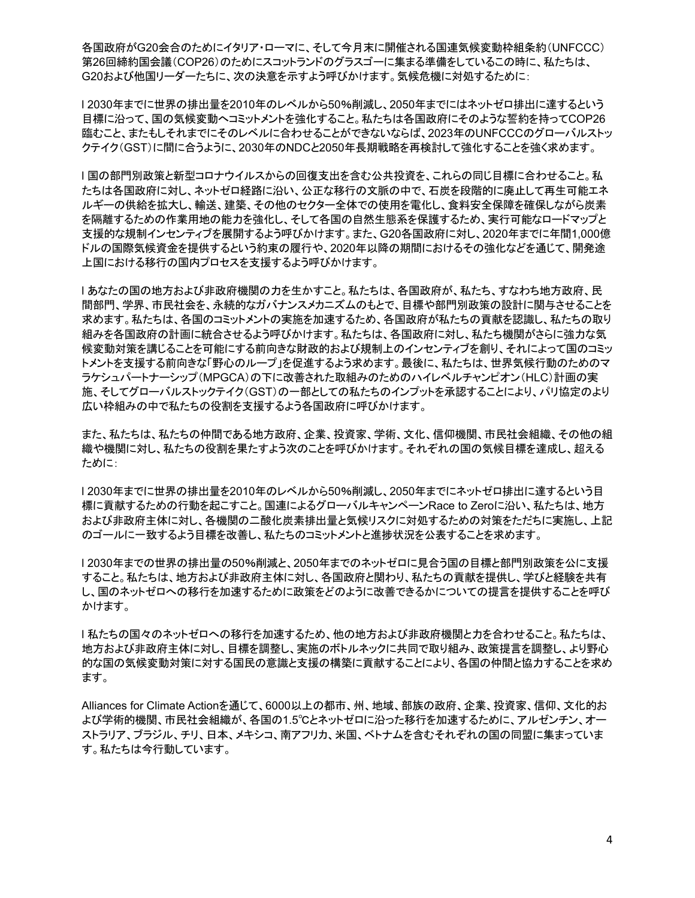各国政府がG20会合のためにイタリア・ローマに、そして今月末に開催される国連気候変動枠組条約（UNFCCC）第26回締約国会議（COP26）のためにスコットランドのグラスゴーに集まる準備をしているこの時に、私たちは、G20および他国リーダーたちに、次の決意を示すよう呼びかけます。気候危機に対処するために：

l 2030年までに世界の排出量を2010年のレベルから50%削減し、2050年までにはネットゼロ排出に達するという目標に沿って、国の気候変動へコミットメントを強化すること。私たちは各国政府にそのような誓約を持ってCOP26臨むこと、またもしそれまでにそのレベルに合わせることができないならば、2023年のUNFCCCのグローバルストックテイク（GST）に間に合うように、2030年のNDCと2050年長期戦略を再検討して強化することを強く求めます。

l 国の部門別政策と新型コロナウイルスからの回復支出を含む公共投資を、これらの同じ目標に合わせること。私たちは各国政府に対し、ネットゼロ経路に沿い、公正な移行の文脈の中で、石炭を段階的に廃止して再生可能エネルギーの供給を拡大し、輸送、建築、その他のセクター全体での使用を電化し、食料安全保障を確保しながら炭素を隔離するための作業用地の能力を強化し、そして各国の自然生態系を保護するため、実行可能なロードマップと支援的な規制インセンティブを展開するよう呼びかけます。また、G20各国政府に対し、2020年までに年間1,000億ドルの国際気候資金を提供するという約束の履行や、2020年以降の期間におけるその強化などを通じて、開発途上国における移行の国内プロセスを支援するよう呼びかけます。

l あなたの国の地方および非政府機関の力を生かすこと。私たちは、各国政府が、私たち、すなわち地方政府、民間部門、学界、市民社会を、永続的なガバナンスメカニズムのもとで、目標や部門別政策の設計に関与させることを求めます。私たちは、各国のコミットメントの実施を加速するため、各国政府が私たちの貢献を認識し、私たちの取り組みを各国政府の計画に統合させるよう呼びかけます。私たちは、各国政府に対し、私たち機関がさらに強力な気候変動対策を講じることを可能にする前向きな財政的および規制上のインセンティブを創り、それによって国のコミットメントを支援する前向きな「野心のループ」を促進するよう求めます。最後に、私たちは、世界気候行動のためのマラケシュパートナーシップ（MPGCA）の下に改善された取組みのためのハイレベルチャンピオン（HLC）計画の実施、そしてグローバルストックテイク（GST）の一部としての私たちのインプットを承認することにより、パリ協定のより広い枠組みの中で私たちの役割を支援するよう各国政府に呼びかけます。

また、私たちは、私たちの仲間である地方政府、企業、投資家、学術、文化、信仰機関、市民社会組織、その他の組織や機関に対し、私たちの役割を果たすよう次のことを呼びかけます。それぞれの国の気候目標を達成し、超えるために：

l 2030年までに世界の排出量を2010年のレベルから50%削減し、2050年までにネットゼロ排出に達するという目標に貢献するための行動を起こすこと。国連によるグローバルキャンペーンRace to Zeroに沿い、私たちは、地方および非政府主体に対し、各機関の二酸化炭素排出量と気候リスクに対処するための対策をただちに実施し、上記のゴールに一致するよう目標を改善し、私たちのコミットメントと進捗状況を公表することを求めます。

l 2030年までの世界の排出量の50%削減と、2050年までのネットゼロに見合う国の目標と部門別政策を公に支援すること。私たちは、地方および非政府主体に対し、各国政府と関わり、私たちの貢献を提供し、学びと経験を共有し、国のネットゼロへの移行を加速するために政策をどのように改善できるかについての提言を提供することを呼びかけます。

l 私たちの国々のネットゼロへの移行を加速するため、他の地方および非政府機関と力を合わせること。私たちは、地方および非政府主体に対し、目標を調整し、実施のボトルネックに共同で取り組み、政策提言を調整し、より野心的な国の気候変動対策に対する国民の意識と支援の構築に貢献することにより、各国の仲間と協力することを求めます。

Alliances for Climate Actionを通じて、6000以上の都市、州、地域、部族の政府、企業、投資家、信仰、文化的および学術的機関、市民社会組織が、各国の1.5℃とネットゼロに沿った移行を加速するために、アルゼンチン、オーストラリア、ブラジル、チリ、日本、メキシコ、南アフリカ、米国、ベトナムを含むそれぞれの国の同盟に集まっています。私たちは今行動しています。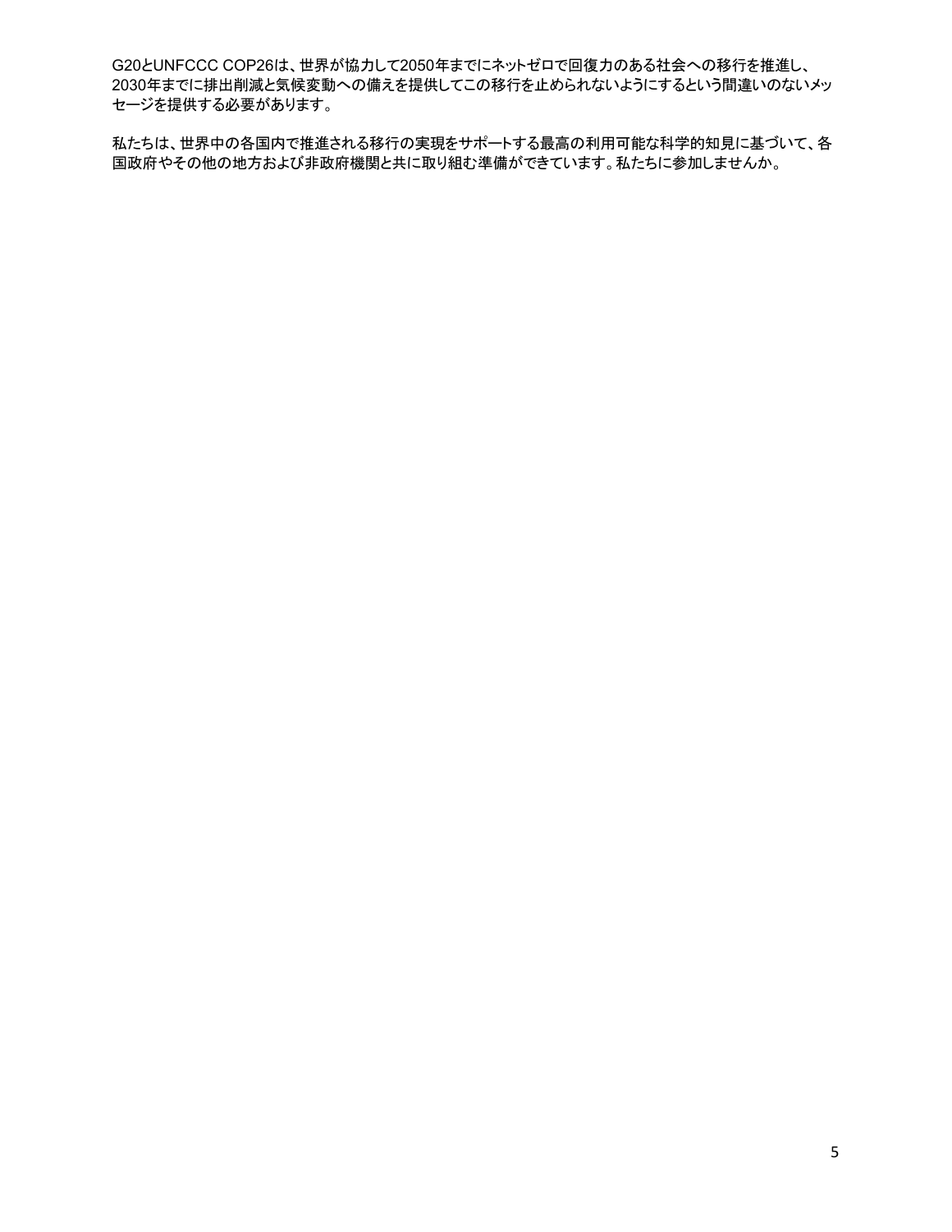G20とUNFCCC COP26は、世界が協力して2050年までにネットゼロで回復力のある社会への移行を推進し、2030年までに排出削減と気候変動への備えを提供してこの移行を止められないようにするという間違いのないメッセージを提供する必要があります。

私たちは、世界中の各国内で推進される移行の実現をサポートする最高の利用可能な科学的知見に基づいて、各国政府やその他の地方および非政府機関と共に取り組む準備ができています。私たちに参加しませんか。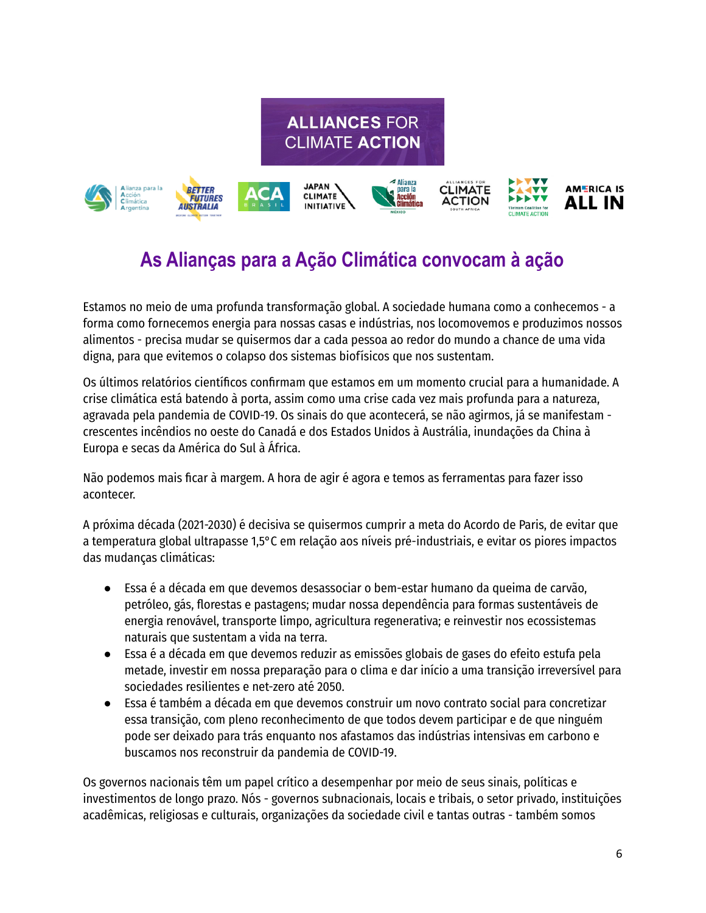ALLIANCES FOR CLIMATE ACTION

# As Alianças para a Ação Climática convocam à ação

Estamos no meio de uma profunda transformação global. A sociedade humana como a conhecemos - a forma como fornecemos energia para nossas casas e indústrias, nos locomovemos e produzimos nossos alimentos - precisa mudar se quisermos dar a cada pessoa ao redor do mundo a chance de uma vida digna, para que evitemos o colapso dos sistemas biofísicos que nos sustentam.

Os últimos relatórios científicos confirmam que estamos em um momento crucial para a humanidade. A crise climática está batendo à porta, assim como uma crise cada vez mais profunda para a natureza, agravada pela pandemia de COVID-19. Os sinais do que acontecerá, se não agirmos, já se manifestam - crescentes incêndios no oeste do Canadá e dos Estados Unidos à Austrália, inundações da China à Europa e secas da América do Sul à África.

Não podemos mais ficar à margem. A hora de agir é agora e temos as ferramentas para fazer isso acontecer.

A próxima década (2021-2030) é decisiva se quisermos cumprir a meta do Acordo de Paris, de evitar que a temperatura global ultrapasse 1,5°C em relação aos níveis pré-industriais, e evitar os piores impactos das mudanças climáticas:

- Essa é a década em que devemos desassociar o bem-estar humano da queima de carvão, petróleo, gás, florestas e pastagens; mudar nossa dependência para formas sustentáveis de energia renovável, transporte limpo, agricultura regenerativa; e reinvestir nos ecossistemas naturais que sustentam a vida na terra.
- Essa é a década em que devemos reduzir as emissões globais de gases do efeito estufa pela metade, investir em nossa preparação para o clima e dar início a uma transição irreversível para sociedades resilientes e net-zero até 2050.
- Essa é também a década em que devemos construir um novo contrato social para concretizar essa transição, com pleno reconhecimento de que todos devem participar e de que ninguém pode ser deixado para trás enquanto nos afastamos das indústrias intensivas em carbono e buscamos nos reconstruir da pandemia de COVID-19.

Os governos nacionais têm um papel crítico a desempenhar por meio de seus sinais, políticas e investimentos de longo prazo. Nós - governos subnacionais, locais e tribais, o setor privado, instituições acadêmicas, religiosas e culturais, organizações da sociedade civil e tantas outras - também somos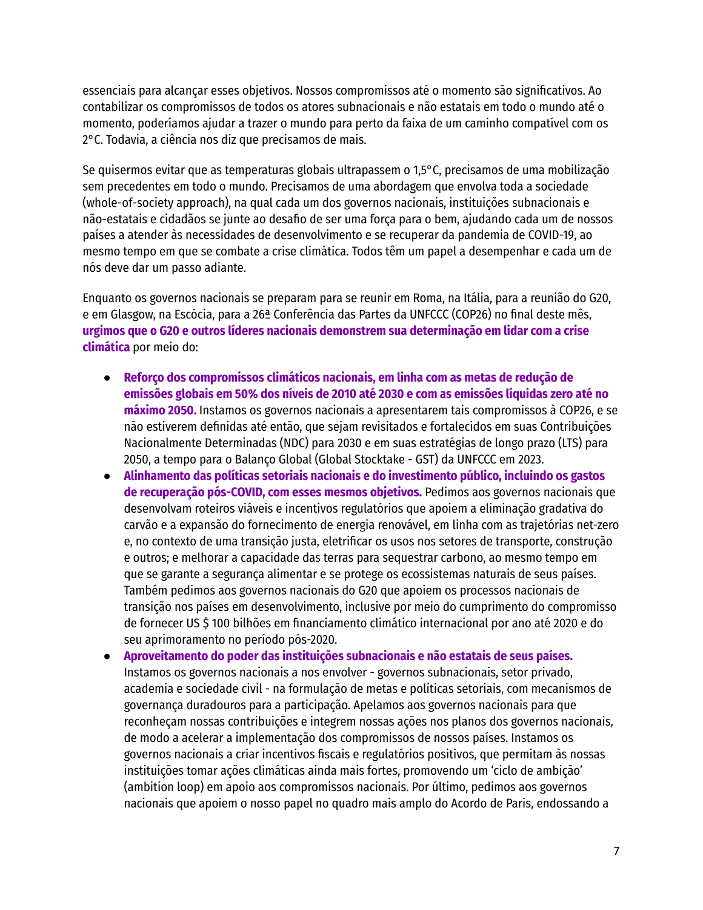essenciais para alcançar esses objetivos. Nossos compromissos até o momento são significativos. Ao contabilizar os compromissos de todos os atores subnacionais e não estatais em todo o mundo até o momento, poderíamos ajudar a trazer o mundo para perto da faixa de um caminho compatível com os 2°C. Todavia, a ciência nos diz que precisamos de mais.

Se quisermos evitar que as temperaturas globais ultrapassem o 1,5°C, precisamos de uma mobilização sem precedentes em todo o mundo. Precisamos de uma abordagem que envolva toda a sociedade (whole-of-society approach), na qual cada um dos governos nacionais, instituições subnacionais e não-estatais e cidadãos se junte ao desafio de ser uma força para o bem, ajudando cada um de nossos países a atender às necessidades de desenvolvimento e se recuperar da pandemia de COVID-19, ao mesmo tempo em que se combate a crise climática. Todos têm um papel a desempenhar e cada um de nós deve dar um passo adiante.

Enquanto os governos nacionais se preparam para se reunir em Roma, na Itália, para a reunião do G20, e em Glasgow, na Escócia, para a 26ª Conferência das Partes da UNFCCC (COP26) no final deste mês, **urgimos que o G20 e outros líderes nacionais demonstrem sua determinação em lidar com a crise climática** por meio do:

- **Reforço dos compromissos climáticos nacionais, em linha com as metas de redução de emissões globais em 50% dos níveis de 2010 até 2030 e com as emissões líquidas zero até no máximo 2050.** Instamos os governos nacionais a apresentarem tais compromissos à COP26, e se não estiverem definidas até então, que sejam revisitados e fortalecidos em suas Contribuições Nacionalmente Determinadas (NDC) para 2030 e em suas estratégias de longo prazo (LTS) para 2050, a tempo para o Balanço Global (Global Stocktake - GST) da UNFCCC em 2023.
- **Alinhamento das políticas setoriais nacionais e do investimento público, incluindo os gastos de recuperação pós-COVID, com esses mesmos objetivos.** Pedimos aos governos nacionais que desenvolvam roteiros viáveis e incentivos regulatórios que apoiem a eliminação gradativa do carvão e a expansão do fornecimento de energia renovável, em linha com as trajetórias net-zero e, no contexto de uma transição justa, eletrificar os usos nos setores de transporte, construção e outros; e melhorar a capacidade das terras para sequestrar carbono, ao mesmo tempo em que se garante a segurança alimentar e se protege os ecossistemas naturais de seus países. Também pedimos aos governos nacionais do G20 que apoiem os processos nacionais de transição nos países em desenvolvimento, inclusive por meio do cumprimento do compromisso de fornecer US $ 100 bilhões em financiamento climático internacional por ano até 2020 e do seu aprimoramento no período pós-2020.
- **Aproveitamento do poder das instituições subnacionais e não estatais de seus países.** Instamos os governos nacionais a nos envolver - governos subnacionais, setor privado, academia e sociedade civil - na formulação de metas e políticas setoriais, com mecanismos de governança duradouros para a participação. Apelamos aos governos nacionais para que reconheçam nossas contribuições e integrem nossas ações nos planos dos governos nacionais, de modo a acelerar a implementação dos compromissos de nossos países. Instamos os governos nacionais a criar incentivos fiscais e regulatórios positivos, que permitam às nossas instituições tomar ações climáticas ainda mais fortes, promovendo um 'ciclo de ambição' (ambition loop) em apoio aos compromissos nacionais. Por último, pedimos aos governos nacionais que apoiem o nosso papel no quadro mais amplo do Acordo de Paris, endossando a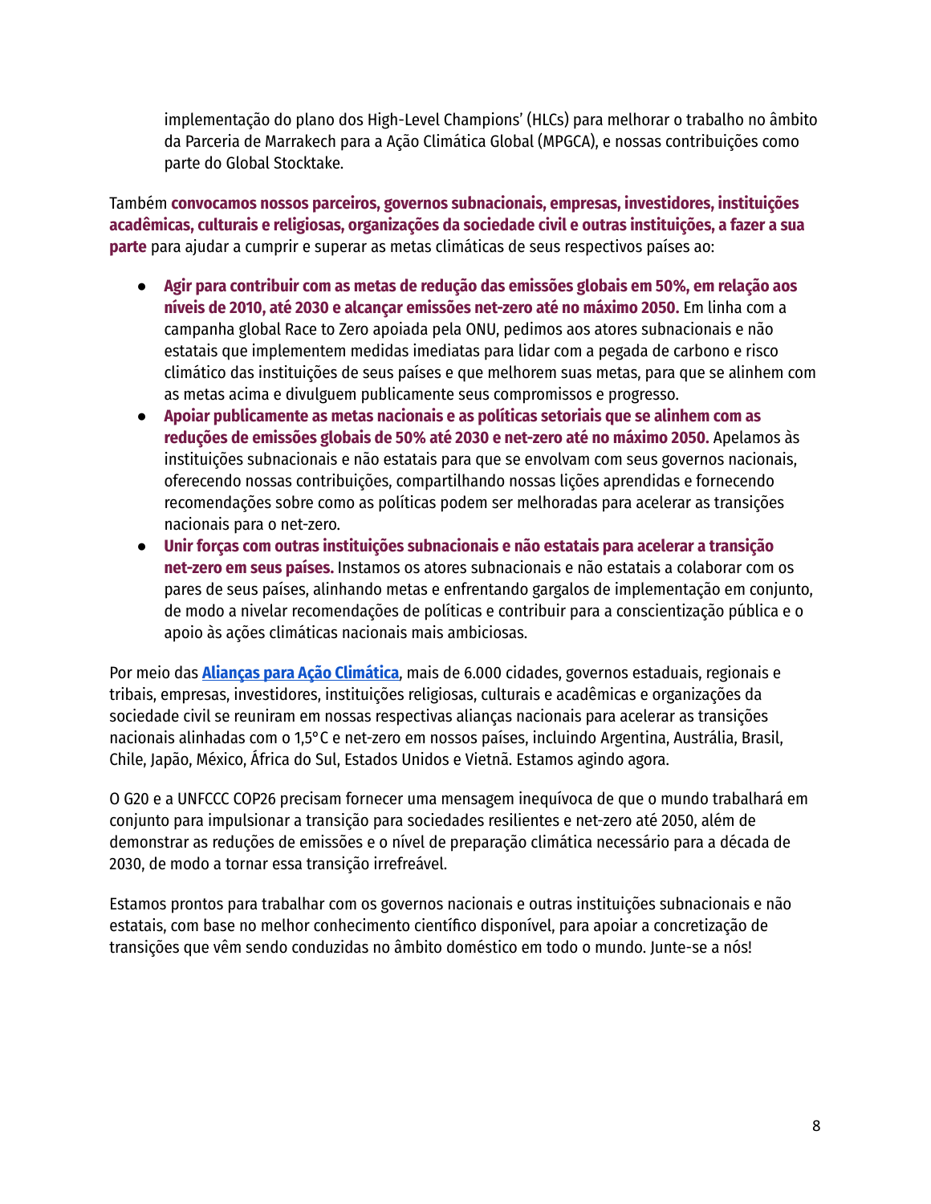implementação do plano dos High-Level Champions' (HLCs) para melhorar o trabalho no âmbito da Parceria de Marrakech para a Ação Climática Global (MPGCA), e nossas contribuições como parte do Global Stocktake.

Também **convocamos nossos parceiros, governos subnacionais, empresas, investidores, instituições acadêmicas, culturais e religiosas, organizações da sociedade civil e outras instituições, a fazer a sua parte** para ajudar a cumprir e superar as metas climáticas de seus respectivos países ao:

- **Agir para contribuir com as metas de redução das emissões globais em 50%, em relação aos níveis de 2010, até 2030 e alcançar emissões net-zero até no máximo 2050.** Em linha com a campanha global Race to Zero apoiada pela ONU, pedimos aos atores subnacionais e não estatais que implementem medidas imediatas para lidar com a pegada de carbono e risco climático das instituições de seus países e que melhorem suas metas, para que se alinhem com as metas acima e divulguem publicamente seus compromissos e progresso.
- **Apoiar publicamente as metas nacionais e as políticas setoriais que se alinhem com as reduções de emissões globais de 50% até 2030 e net-zero até no máximo 2050.** Apelamos às instituições subnacionais e não estatais para que se envolvam com seus governos nacionais, oferecendo nossas contribuições, compartilhando nossas lições aprendidas e fornecendo recomendações sobre como as políticas podem ser melhoradas para acelerar as transições nacionais para o net-zero.
- **Unir forças com outras instituições subnacionais e não estatais para acelerar a transição net-zero em seus países.** Instamos os atores subnacionais e não estatais a colaborar com os pares de seus países, alinhando metas e enfrentando gargalos de implementação em conjunto, de modo a nivelar recomendações de políticas e contribuir para a conscientização pública e o apoio às ações climáticas nacionais mais ambiciosas.

Por meio das **Alianças para Ação Climática**, mais de 6.000 cidades, governos estaduais, regionais e tribais, empresas, investidores, instituições religiosas, culturais e acadêmicas e organizações da sociedade civil se reuniram em nossas respectivas alianças nacionais para acelerar as transições nacionais alinhadas com o 1,5°C e net-zero em nossos países, incluindo Argentina, Austrália, Brasil, Chile, Japão, México, África do Sul, Estados Unidos e Vietnã. Estamos agindo agora.

O G20 e a UNFCCC COP26 precisam fornecer uma mensagem inequívoca de que o mundo trabalhará em conjunto para impulsionar a transição para sociedades resilientes e net-zero até 2050, além de demonstrar as reduções de emissões e o nível de preparação climática necessário para a década de 2030, de modo a tornar essa transição irrefreável.

Estamos prontos para trabalhar com os governos nacionais e outras instituições subnacionais e não estatais, com base no melhor conhecimento científico disponível, para apoiar a concretização de transições que vêm sendo conduzidas no âmbito doméstico em todo o mundo. Junte-se a nós!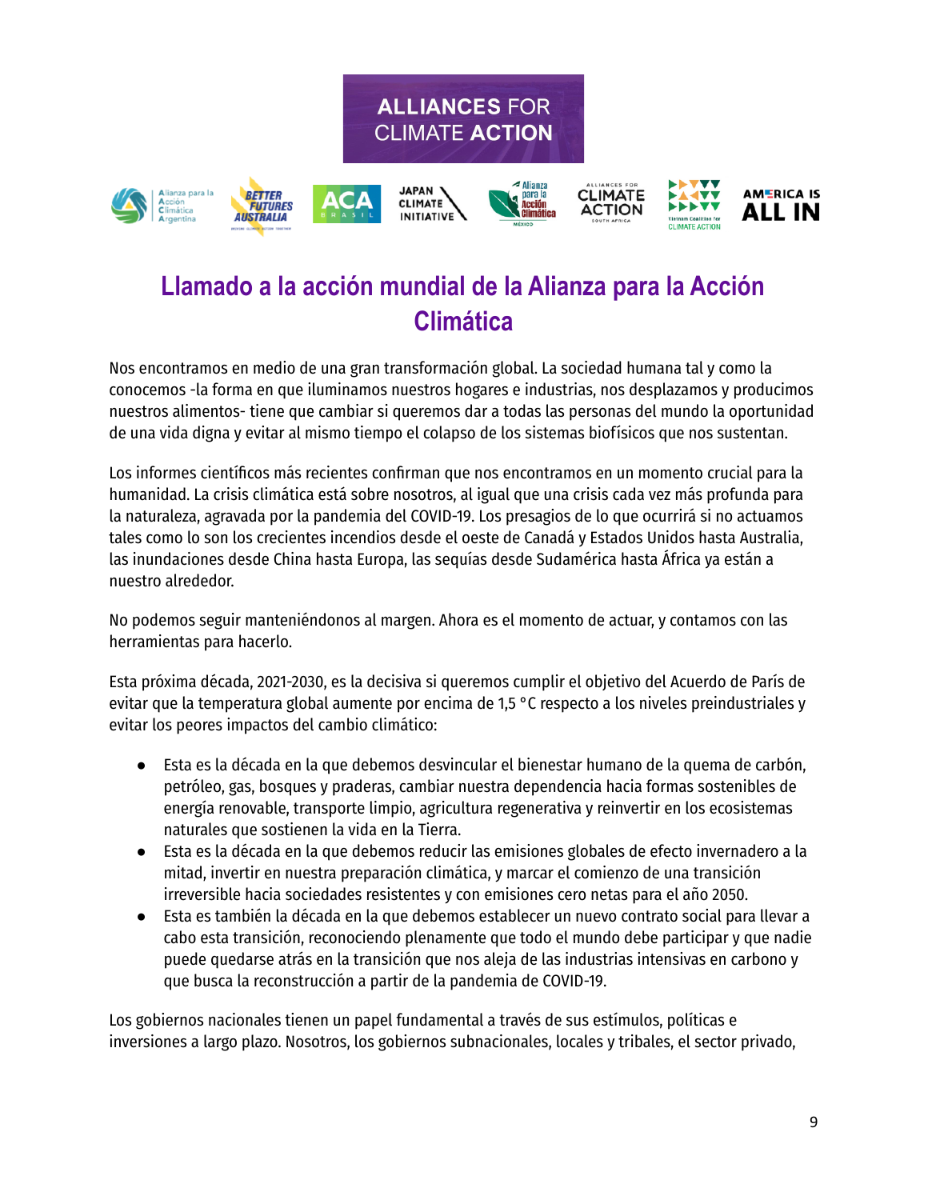ALLIANCES FOR CLIMATE ACTION

# Llamado a la acción mundial de la Alianza para la Acción Climática

Nos encontramos en medio de una gran transformación global. La sociedad humana tal y como la conocemos -la forma en que iluminamos nuestros hogares e industrias, nos desplazamos y producimos nuestros alimentos- tiene que cambiar si queremos dar a todas las personas del mundo la oportunidad de una vida digna y evitar al mismo tiempo el colapso de los sistemas biofísicos que nos sustentan.

Los informes científicos más recientes confirman que nos encontramos en un momento crucial para la humanidad. La crisis climática está sobre nosotros, al igual que una crisis cada vez más profunda para la naturaleza, agravada por la pandemia del COVID-19. Los presagios de lo que ocurrirá si no actuamos tales como lo son los crecientes incendios desde el oeste de Canadá y Estados Unidos hasta Australia, las inundaciones desde China hasta Europa, las sequías desde Sudamérica hasta África ya están a nuestro alrededor.

No podemos seguir manteniéndonos al margen. Ahora es el momento de actuar, y contamos con las herramientas para hacerlo.

Esta próxima década, 2021-2030, es la decisiva si queremos cumplir el objetivo del Acuerdo de París de evitar que la temperatura global aumente por encima de 1,5 °C respecto a los niveles preindustriales y evitar los peores impactos del cambio climático:

- Esta es la década en la que debemos desvincular el bienestar humano de la quema de carbón, petróleo, gas, bosques y praderas, cambiar nuestra dependencia hacia formas sostenibles de energía renovable, transporte limpio, agricultura regenerativa y reinvertir en los ecosistemas naturales que sostienen la vida en la Tierra.
- Esta es la década en la que debemos reducir las emisiones globales de efecto invernadero a la mitad, invertir en nuestra preparación climática, y marcar el comienzo de una transición irreversible hacia sociedades resistentes y con emisiones cero netas para el año 2050.
- Esta es también la década en la que debemos establecer un nuevo contrato social para llevar a cabo esta transición, reconociendo plenamente que todo el mundo debe participar y que nadie puede quedarse atrás en la transición que nos aleja de las industrias intensivas en carbono y que busca la reconstrucción a partir de la pandemia de COVID-19.

Los gobiernos nacionales tienen un papel fundamental a través de sus estímulos, políticas e inversiones a largo plazo. Nosotros, los gobiernos subnacionales, locales y tribales, el sector privado,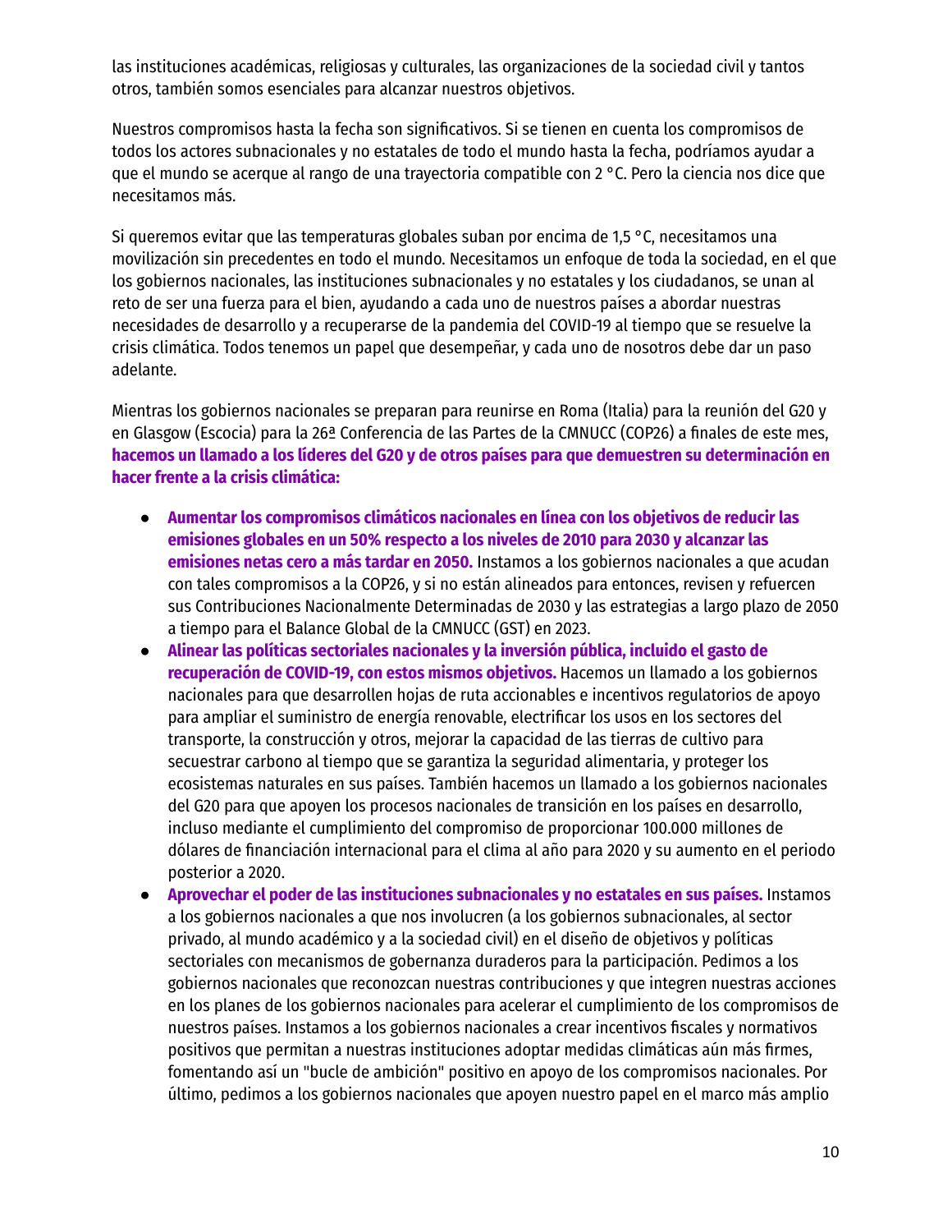las instituciones académicas, religiosas y culturales, las organizaciones de la sociedad civil y tantos otros, también somos esenciales para alcanzar nuestros objetivos.

Nuestros compromisos hasta la fecha son significativos. Si se tienen en cuenta los compromisos de todos los actores subnacionales y no estatales de todo el mundo hasta la fecha, podríamos ayudar a que el mundo se acerque al rango de una trayectoria compatible con 2 °C. Pero la ciencia nos dice que necesitamos más.

Si queremos evitar que las temperaturas globales suban por encima de 1,5 °C, necesitamos una movilización sin precedentes en todo el mundo. Necesitamos un enfoque de toda la sociedad, en el que los gobiernos nacionales, las instituciones subnacionales y no estatales y los ciudadanos, se unan al reto de ser una fuerza para el bien, ayudando a cada uno de nuestros países a abordar nuestras necesidades de desarrollo y a recuperarse de la pandemia del COVID-19 al tiempo que se resuelve la crisis climática. Todos tenemos un papel que desempeñar, y cada uno de nosotros debe dar un paso adelante.

Mientras los gobiernos nacionales se preparan para reunirse en Roma (Italia) para la reunión del G20 y en Glasgow (Escocia) para la 26ª Conferencia de las Partes de la CMNUCC (COP26) a finales de este mes, **hacemos un llamado a los líderes del G20 y de otros países para que demuestren su determinación en hacer frente a la crisis climática:**

- **Aumentar los compromisos climáticos nacionales en línea con los objetivos de reducir las emisiones globales en un 50% respecto a los niveles de 2010 para 2030 y alcanzar las emisiones netas cero a más tardar en 2050.** Instamos a los gobiernos nacionales a que acudan con tales compromisos a la COP26, y si no están alineados para entonces, revisen y refuercen sus Contribuciones Nacionalmente Determinadas de 2030 y las estrategias a largo plazo de 2050 a tiempo para el Balance Global de la CMNUCC (GST) en 2023.
- **Alinear las políticas sectoriales nacionales y la inversión pública, incluido el gasto de recuperación de COVID-19, con estos mismos objetivos.** Hacemos un llamado a los gobiernos nacionales para que desarrollen hojas de ruta accionables e incentivos regulatorios de apoyo para ampliar el suministro de energía renovable, electrificar los usos en los sectores del transporte, la construcción y otros, mejorar la capacidad de las tierras de cultivo para secuestrar carbono al tiempo que se garantiza la seguridad alimentaria, y proteger los ecosistemas naturales en sus países. También hacemos un llamado a los gobiernos nacionales del G20 para que apoyen los procesos nacionales de transición en los países en desarrollo, incluso mediante el cumplimiento del compromiso de proporcionar 100.000 millones de dólares de financiación internacional para el clima al año para 2020 y su aumento en el periodo posterior a 2020.
- **Aprovechar el poder de las instituciones subnacionales y no estatales en sus países.** Instamos a los gobiernos nacionales a que nos involucren (a los gobiernos subnacionales, al sector privado, al mundo académico y a la sociedad civil) en el diseño de objetivos y políticas sectoriales con mecanismos de gobernanza duraderos para la participación. Pedimos a los gobiernos nacionales que reconozcan nuestras contribuciones y que integren nuestras acciones en los planes de los gobiernos nacionales para acelerar el cumplimiento de los compromisos de nuestros países. Instamos a los gobiernos nacionales a crear incentivos fiscales y normativos positivos que permitan a nuestras instituciones adoptar medidas climáticas aún más firmes, fomentando así un "bucle de ambición" positivo en apoyo de los compromisos nacionales. Por último, pedimos a los gobiernos nacionales que apoyen nuestro papel en el marco más amplio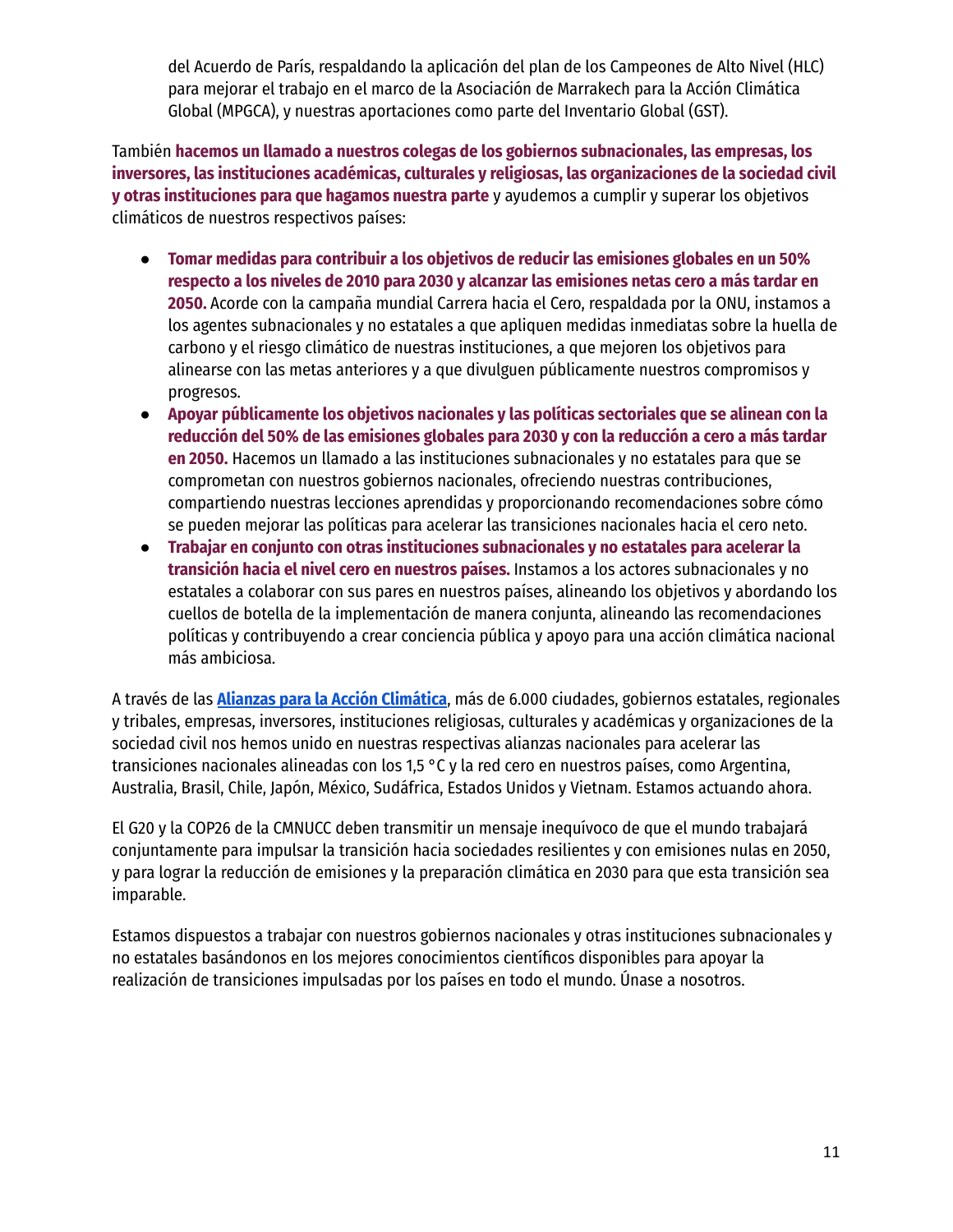del Acuerdo de París, respaldando la aplicación del plan de los Campeones de Alto Nivel (HLC) para mejorar el trabajo en el marco de la Asociación de Marrakech para la Acción Climática Global (MPGCA), y nuestras aportaciones como parte del Inventario Global (GST).

También **hacemos un llamado a nuestros colegas de los gobiernos subnacionales, las empresas, los inversores, las instituciones académicas, culturales y religiosas, las organizaciones de la sociedad civil y otras instituciones para que hagamos nuestra parte** y ayudemos a cumplir y superar los objetivos climáticos de nuestros respectivos países:

- **Tomar medidas para contribuir a los objetivos de reducir las emisiones globales en un 50% respecto a los niveles de 2010 para 2030 y alcanzar las emisiones netas cero a más tardar en 2050.** Acorde con la campaña mundial Carrera hacia el Cero, respaldada por la ONU, instamos a los agentes subnacionales y no estatales a que apliquen medidas inmediatas sobre la huella de carbono y el riesgo climático de nuestras instituciones, a que mejoren los objetivos para alinearse con las metas anteriores y a que divulguen públicamente nuestros compromisos y progresos.
- **Apoyar públicamente los objetivos nacionales y las políticas sectoriales que se alinean con la reducción del 50% de las emisiones globales para 2030 y con la reducción a cero a más tardar en 2050.** Hacemos un llamado a las instituciones subnacionales y no estatales para que se comprometan con nuestros gobiernos nacionales, ofreciendo nuestras contribuciones, compartiendo nuestras lecciones aprendidas y proporcionando recomendaciones sobre cómo se pueden mejorar las políticas para acelerar las transiciones nacionales hacia el cero neto.
- **Trabajar en conjunto con otras instituciones subnacionales y no estatales para acelerar la transición hacia el nivel cero en nuestros países.** Instamos a los actores subnacionales y no estatales a colaborar con sus pares en nuestros países, alineando los objetivos y abordando los cuellos de botella de la implementación de manera conjunta, alineando las recomendaciones políticas y contribuyendo a crear conciencia pública y apoyo para una acción climática nacional más ambiciosa.

A través de las **Alianzas para la Acción Climática**, más de 6.000 ciudades, gobiernos estatales, regionales y tribales, empresas, inversores, instituciones religiosas, culturales y académicas y organizaciones de la sociedad civil nos hemos unido en nuestras respectivas alianzas nacionales para acelerar las transiciones nacionales alineadas con los 1,5 °C y la red cero en nuestros países, como Argentina, Australia, Brasil, Chile, Japón, México, Sudáfrica, Estados Unidos y Vietnam. Estamos actuando ahora.

El G20 y la COP26 de la CMNUCC deben transmitir un mensaje inequívoco de que el mundo trabajará conjuntamente para impulsar la transición hacia sociedades resilientes y con emisiones nulas en 2050, y para lograr la reducción de emisiones y la preparación climática en 2030 para que esta transición sea imparable.

Estamos dispuestos a trabajar con nuestros gobiernos nacionales y otras instituciones subnacionales y no estatales basándonos en los mejores conocimientos científicos disponibles para apoyar la realización de transiciones impulsadas por los países en todo el mundo. Únase a nosotros.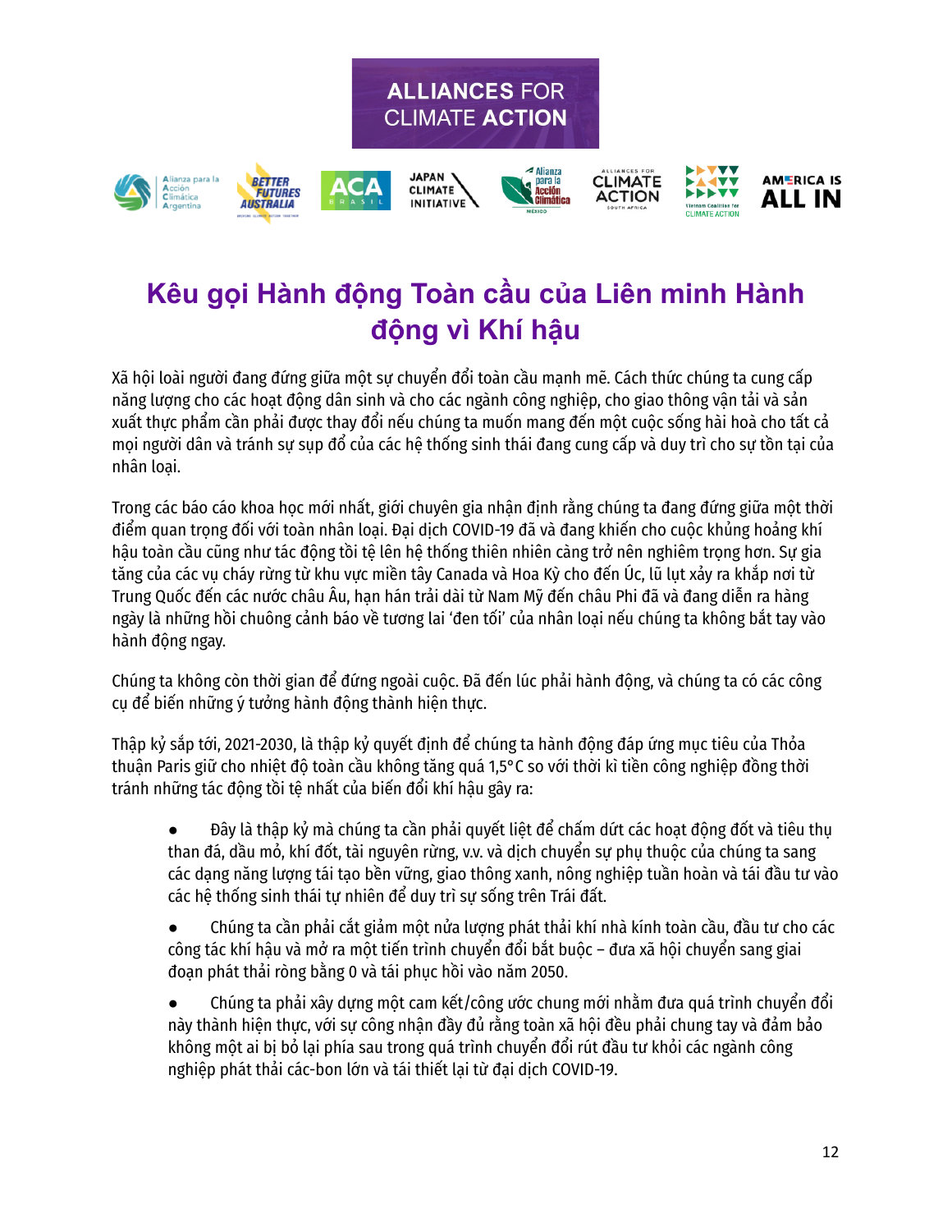ALLIANCES FOR CLIMATE ACTION

# Kêu gọi Hành động Toàn cầu của Liên minh Hành động vì Khí hậu

Xã hội loài người đang đứng giữa một sự chuyển đổi toàn cầu mạnh mẽ. Cách thức chúng ta cung cấp năng lượng cho các hoạt động dân sinh và cho các ngành công nghiệp, cho giao thông vận tải và sản xuất thực phẩm cần phải được thay đổi nếu chúng ta muốn mang đến một cuộc sống hài hoà cho tất cả mọi người dân và tránh sự sụp đổ của các hệ thống sinh thái đang cung cấp và duy trì cho sự tồn tại của nhân loại.

Trong các báo cáo khoa học mới nhất, giới chuyên gia nhận định rằng chúng ta đang đứng giữa một thời điểm quan trọng đối với toàn nhân loại. Đại dịch COVID-19 đã và đang khiến cho cuộc khủng hoảng khí hậu toàn cầu cũng như tác động tồi tệ lên hệ thống thiên nhiên càng trở nên nghiêm trọng hơn. Sự gia tăng của các vụ cháy rừng từ khu vực miền tây Canada và Hoa Kỳ cho đến Úc, lũ lụt xảy ra khắp nơi từ Trung Quốc đến các nước châu Âu, hạn hán trải dài từ Nam Mỹ đến châu Phi đã và đang diễn ra hàng ngày là những hồi chuông cảnh báo về tương lai 'đen tối' của nhân loại nếu chúng ta không bắt tay vào hành động ngay.

Chúng ta không còn thời gian để đứng ngoài cuộc. Đã đến lúc phải hành động, và chúng ta có các công cụ để biến những ý tưởng hành động thành hiện thực.

Thập kỷ sắp tới, 2021-2030, là thập kỷ quyết định để chúng ta hành động đáp ứng mục tiêu của Thỏa thuận Paris giữ cho nhiệt độ toàn cầu không tăng quá 1,5°C so với thời kì tiền công nghiệp đồng thời tránh những tác động tồi tệ nhất của biến đổi khí hậu gây ra:

- Đây là thập kỷ mà chúng ta cần phải quyết liệt để chấm dứt các hoạt động đốt và tiêu thụ than đá, dầu mỏ, khí đốt, tài nguyên rừng, v.v. và dịch chuyển sự phụ thuộc của chúng ta sang các dạng năng lượng tái tạo bền vững, giao thông xanh, nông nghiệp tuần hoàn và tái đầu tư vào các hệ thống sinh thái tự nhiên để duy trì sự sống trên Trái đất.

- Chúng ta cần phải cắt giảm một nửa lượng phát thải khí nhà kính toàn cầu, đầu tư cho các công tác khí hậu và mở ra một tiến trình chuyển đổi bắt buộc – đưa xã hội chuyển sang giai đoạn phát thải ròng bằng 0 và tái phục hồi vào năm 2050.

- Chúng ta phải xây dựng một cam kết/công ước chung mới nhằm đưa quá trình chuyển đổi này thành hiện thực, với sự công nhận đầy đủ rằng toàn xã hội đều phải chung tay và đảm bảo không một ai bị bỏ lại phía sau trong quá trình chuyển đổi rút đầu tư khỏi các ngành công nghiệp phát thải các-bon lớn và tái thiết lại từ đại dịch COVID-19.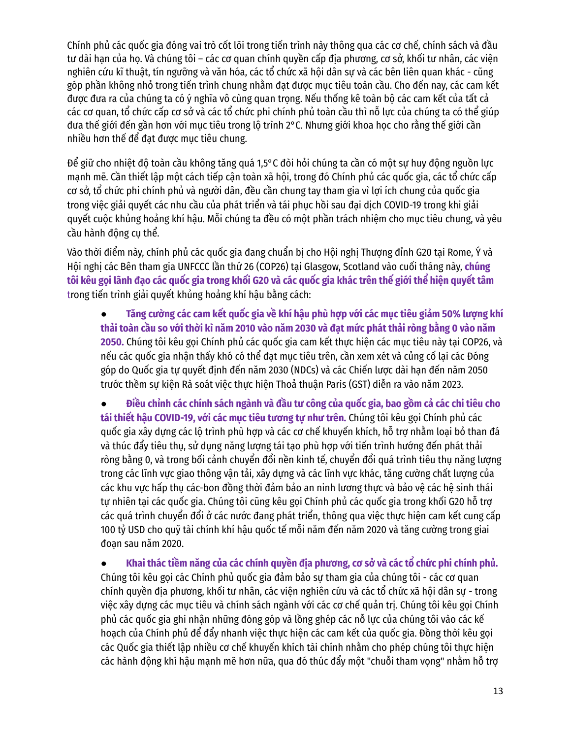Chính phủ các quốc gia đóng vai trò cốt lõi trong tiến trình này thông qua các cơ chế, chính sách và đầu tư dài hạn của họ. Và chúng tôi – các cơ quan chính quyền cấp địa phương, cơ sở, khối tư nhân, các viện nghiên cứu kĩ thuật, tín ngưỡng và văn hóa, các tổ chức xã hội dân sự và các bên liên quan khác - cũng góp phần không nhỏ trong tiến trình chung nhằm đạt được mục tiêu toàn cầu. Cho đến nay, các cam kết được đưa ra của chúng ta có ý nghĩa vô cùng quan trọng. Nếu thống kê toàn bộ các cam kết của tất cả các cơ quan, tổ chức cấp cơ sở và các tổ chức phi chính phủ toàn cầu thì nỗ lực của chúng ta có thể giúp đưa thế giới đến gần hơn với mục tiêu trong lộ trình 2°C. Nhưng giới khoa học cho rằng thế giới cần nhiều hơn thế để đạt được mục tiêu chung.

Để giữ cho nhiệt độ toàn cầu không tăng quá 1,5°C đòi hỏi chúng ta cần có một sự huy động nguồn lực mạnh mẽ. Cần thiết lập một cách tiếp cận toàn xã hội, trong đó Chính phủ các quốc gia, các tổ chức cấp cơ sở, tổ chức phi chính phủ và người dân, đều cần chung tay tham gia vì lợi ích chung của quốc gia trong việc giải quyết các nhu cầu của phát triển và tái phục hồi sau đại dịch COVID-19 trong khi giải quyết cuộc khủng hoảng khí hậu. Mỗi chúng ta đều có một phần trách nhiệm cho mục tiêu chung, và yêu cầu hành động cụ thể.

Vào thời điểm này, chính phủ các quốc gia đang chuẩn bị cho Hội nghị Thượng đỉnh G20 tại Rome, Ý và Hội nghị các Bên tham gia UNFCCC lần thứ 26 (COP26) tại Glasgow, Scotland vào cuối tháng này, **chúng tôi kêu gọi lãnh đạo các quốc gia trong khối G20 và các quốc gia khác trên thế giới thể hiện quyết tâm** trong tiến trình giải quyết khủng hoảng khí hậu bằng cách:

- **Tăng cường các cam kết quốc gia về khí hậu phù hợp với các mục tiêu giảm 50% lượng khí thải toàn cầu so với thời kì năm 2010 vào năm 2030 và đạt mức phát thải ròng bằng 0 vào năm 2050.** Chúng tôi kêu gọi Chính phủ các quốc gia cam kết thực hiện các mục tiêu này tại COP26, và nếu các quốc gia nhận thấy khó có thể đạt mục tiêu trên, cần xem xét và củng cố lại các Đóng góp do Quốc gia tự quyết định đến năm 2030 (NDCs) và các Chiến lược dài hạn đến năm 2050 trước thềm sự kiện Rà soát việc thực hiện Thoả thuận Paris (GST) diễn ra vào năm 2023.

- **Điều chỉnh các chính sách ngành và đầu tư công của quốc gia, bao gồm cả các chi tiêu cho tái thiết hậu COVID-19, với các mục tiêu tương tự như trên.** Chúng tôi kêu gọi Chính phủ các quốc gia xây dựng các lộ trình phù hợp và các cơ chế khuyến khích, hỗ trợ nhằm loại bỏ than đá và thúc đẩy tiêu thụ, sử dụng năng lượng tái tạo phù hợp với tiến trình hướng đến phát thải ròng bằng 0, và trong bối cảnh chuyển đổi nền kinh tế, chuyển đổi quá trình tiêu thụ năng lượng trong các lĩnh vực giao thông vận tải, xây dựng và các lĩnh vực khác, tăng cường chất lượng của các khu vực hấp thụ các-bon đồng thời đảm bảo an ninh lương thực và bảo vệ các hệ sinh thái tự nhiên tại các quốc gia. Chúng tôi cũng kêu gọi Chính phủ các quốc gia trong khối G20 hỗ trợ các quá trình chuyển đổi ở các nước đang phát triển, thông qua việc thực hiện cam kết cung cấp 100 tỷ USD cho quỹ tài chính khí hậu quốc tế mỗi năm đến năm 2020 và tăng cường trong giai đoạn sau năm 2020.

- **Khai thác tiềm năng của các chính quyền địa phương, cơ sở và các tổ chức phi chính phủ.** Chúng tôi kêu gọi các Chính phủ quốc gia đảm bảo sự tham gia của chúng tôi - các cơ quan chính quyền địa phương, khối tư nhân, các viện nghiên cứu và các tổ chức xã hội dân sự - trong việc xây dựng các mục tiêu và chính sách ngành với các cơ chế quản trị. Chúng tôi kêu gọi Chính phủ các quốc gia ghi nhận những đóng góp và lồng ghép các nỗ lực của chúng tôi vào các kế hoạch của Chính phủ để đẩy nhanh việc thực hiện các cam kết của quốc gia. Đồng thời kêu gọi các Quốc gia thiết lập nhiều cơ chế khuyến khích tài chính nhằm cho phép chúng tôi thực hiện các hành động khí hậu mạnh mẽ hơn nữa, qua đó thúc đẩy một "chuỗi tham vọng" nhằm hỗ trợ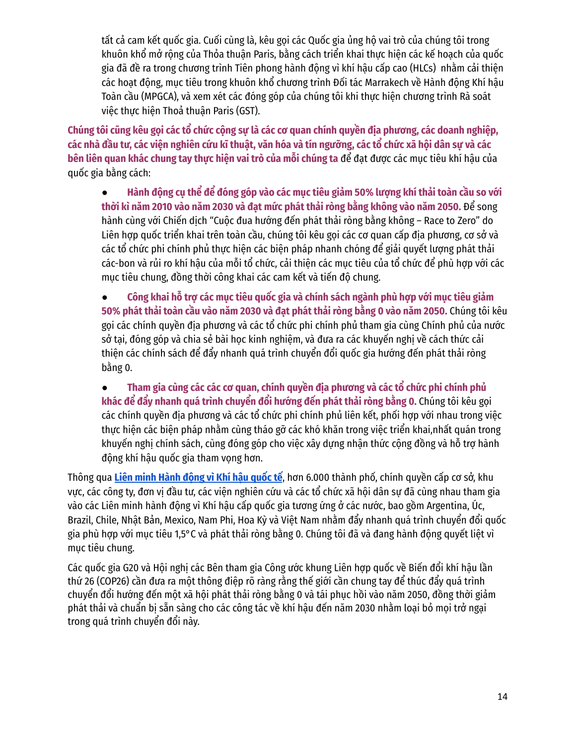tất cả cam kết quốc gia. Cuối cùng là, kêu gọi các Quốc gia ủng hộ vai trò của chúng tôi trong khuôn khổ mở rộng của Thỏa thuận Paris, bằng cách triển khai thực hiện các kế hoạch của quốc gia đã đề ra trong chương trình Tiên phong hành động vì khí hậu cấp cao (HLCs) nhằm cải thiện các hoạt động, mục tiêu trong khuôn khổ chương trình Đối tác Marrakech về Hành động Khí hậu Toàn cầu (MPGCA), và xem xét các đóng góp của chúng tôi khi thực hiện chương trình Rà soát việc thực hiện Thoả thuận Paris (GST).

**Chúng tôi cũng kêu gọi các tổ chức cộng sự là các cơ quan chính quyền địa phương, các doanh nghiệp, các nhà đầu tư, các viện nghiên cứu kĩ thuật, văn hóa và tín ngưỡng, các tổ chức xã hội dân sự và các bên liên quan khác chung tay thực hiện vai trò của mỗi chúng ta** để đạt được các mục tiêu khí hậu của quốc gia bằng cách:

- **Hành động cụ thể để đóng góp vào các mục tiêu giảm 50% lượng khí thải toàn cầu so với thời kì năm 2010 vào năm 2030 và đạt mức phát thải ròng bằng không vào năm 2050.** Để song hành cùng với Chiến dịch "Cuộc đua hướng đến phát thải ròng bằng không – Race to Zero" do Liên hợp quốc triển khai trên toàn cầu, chúng tôi kêu gọi các cơ quan cấp địa phương, cơ sở và các tổ chức phi chính phủ thực hiện các biện pháp nhanh chóng để giải quyết lượng phát thải các-bon và rủi ro khí hậu của mỗi tổ chức, cải thiện các mục tiêu của tổ chức để phù hợp với các mục tiêu chung, đồng thời công khai các cam kết và tiến độ chung.

- **Công khai hỗ trợ các mục tiêu quốc gia và chính sách ngành phù hợp với mục tiêu giảm 50% phát thải toàn cầu vào năm 2030 và đạt phát thải ròng bằng 0 vào năm 2050.** Chúng tôi kêu gọi các chính quyền địa phương và các tổ chức phi chính phủ tham gia cùng Chính phủ của nước sở tại, đóng góp và chia sẻ bài học kinh nghiệm, và đưa ra các khuyến nghị về cách thức cải thiện các chính sách để đẩy nhanh quá trình chuyển đổi quốc gia hướng đến phát thải ròng bằng 0.

- **Tham gia cùng các các cơ quan, chính quyền địa phương và các tổ chức phi chính phủ khác để đẩy nhanh quá trình chuyển đổi hướng đến phát thải ròng bằng 0.** Chúng tôi kêu gọi các chính quyền địa phương và các tổ chức phi chính phủ liên kết, phối hợp với nhau trong việc thực hiện các biện pháp nhằm cùng tháo gỡ các khó khăn trong việc triển khai,nhất quán trong khuyến nghị chính sách, cùng đóng góp cho việc xây dựng nhận thức cộng đồng và hỗ trợ hành động khí hậu quốc gia tham vọng hơn.

Thông qua **Liên minh Hành động vì Khí hậu quốc tế**, hơn 6.000 thành phố, chính quyền cấp cơ sở, khu vực, các công ty, đơn vị đầu tư, các viện nghiên cứu và các tổ chức xã hội dân sự đã cùng nhau tham gia vào các Liên minh hành động vì Khí hậu cấp quốc gia tương ứng ở các nước, bao gồm Argentina, Úc, Brazil, Chile, Nhật Bản, Mexico, Nam Phi, Hoa Kỳ và Việt Nam nhằm đẩy nhanh quá trình chuyển đổi quốc gia phù hợp với mục tiêu 1,5°C và phát thải ròng bằng 0. Chúng tôi đã và đang hành động quyết liệt vì mục tiêu chung.

Các quốc gia G20 và Hội nghị các Bên tham gia Công ước khung Liên hợp quốc về Biến đổi khí hậu lần thứ 26 (COP26) cần đưa ra một thông điệp rõ ràng rằng thế giới cần chung tay để thúc đẩy quá trình chuyển đổi hướng đến một xã hội phát thải ròng bằng 0 và tái phục hồi vào năm 2050, đồng thời giảm phát thải và chuẩn bị sẵn sàng cho các công tác về khí hậu đến năm 2030 nhằm loại bỏ mọi trở ngại trong quá trình chuyển đổi này.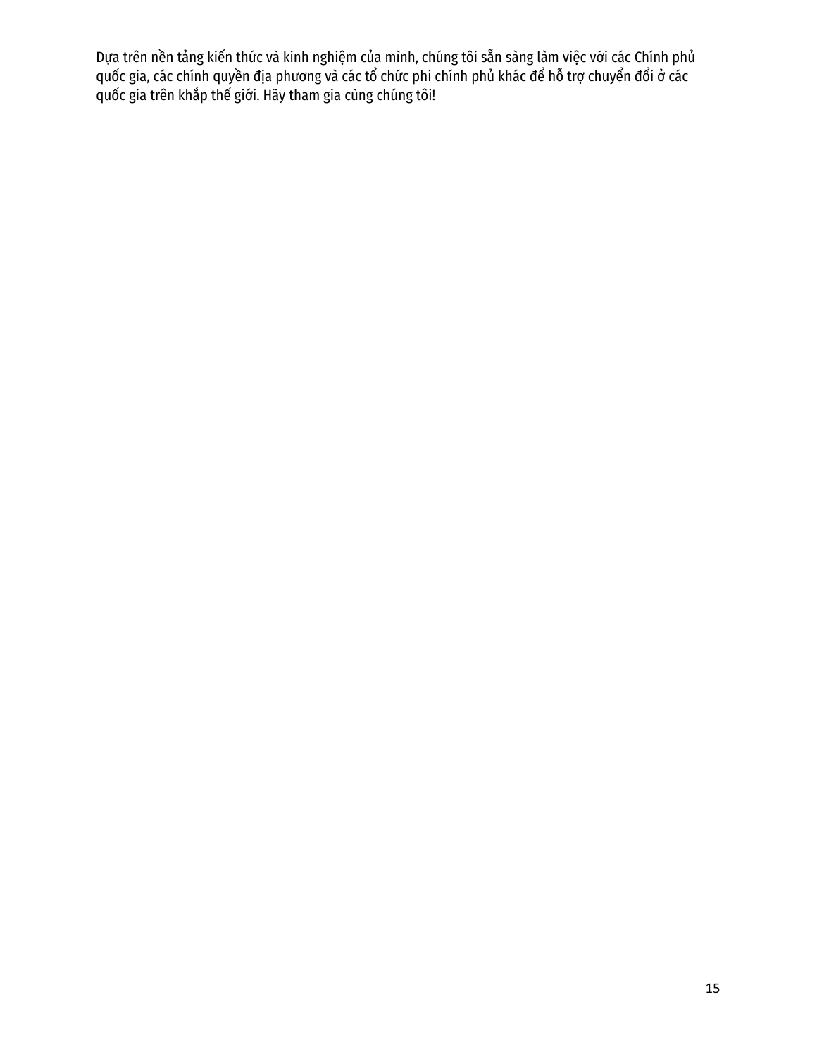Dựa trên nền tảng kiến thức và kinh nghiệm của mình, chúng tôi sẵn sàng làm việc với các Chính phủ quốc gia, các chính quyền địa phương và các tổ chức phi chính phủ khác để hỗ trợ chuyển đổi ở các quốc gia trên khắp thế giới. Hãy tham gia cùng chúng tôi!